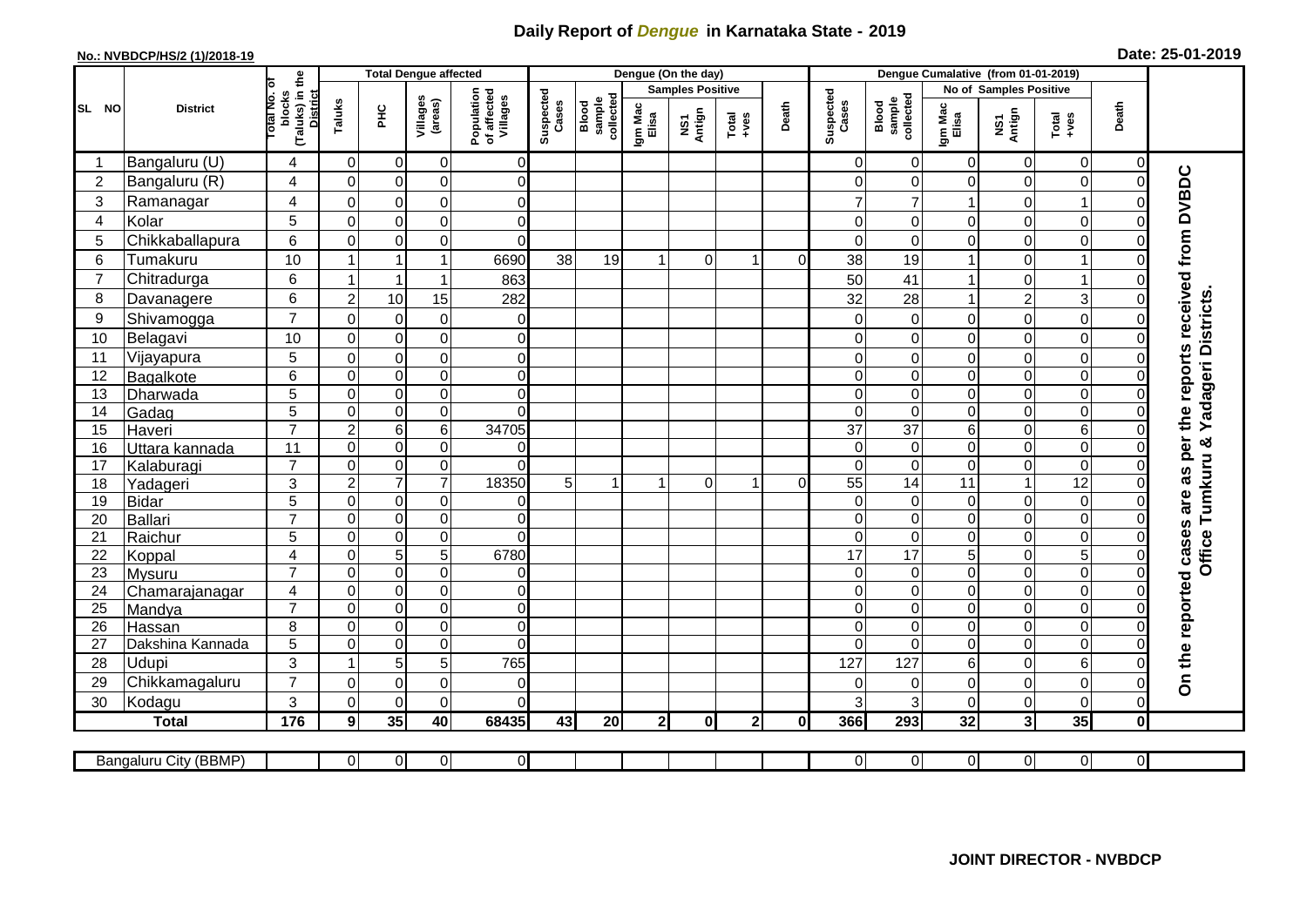# Daily Report of *Dengue* in Karnataka State - 2019

**No.: NVBDCP/HS/2 (1)/2018-19**

**Date: 25-01-2019**

| SL NO | District | Total No. of blocks (Taluks) in the District | Total Dengue affected | | | | Dengue (On the day) | | | | | | | Dengue Cumalative (from 01-01-2019) | | | | | | | |
|---|---|---|---|---|---|---|---|---|---|---|---|---|---|---|---|---|---|---|---|---|
| | | | Taluks | PHC | Villages (areas) | Population of affected Villages | Suspected Cases | Blood sample collected | Samples Positive | | | Death | Suspected Cases | Blood sample collected | No of Samples Positive | | | Death | |
| | | | | | | | | | Igm Mac Elisa | NS1 Antign | Total +ves | | | | Igm Mac Elisa | NS1 Antign | Total +ves | | |
| 1 | Bangaluru (U) | 4 | 0 | 0 | 0 | 0 | | | | | | | 0 | 0 | 0 | 0 | 0 | 0 | On the reported cases are as per the reports received from DVBDC Office Tumkuru & Yadageri Districts. |
| 2 | Bangaluru (R) | 4 | 0 | 0 | 0 | 0 | | | | | | | 0 | 0 | 0 | 0 | 0 | 0 | |
| 3 | Ramanagar | 4 | 0 | 0 | 0 | 0 | | | | | | | 7 | 7 | 1 | 0 | 1 | 0 | |
| 4 | Kolar | 5 | 0 | 0 | 0 | 0 | | | | | | | 0 | 0 | 0 | 0 | 0 | 0 | |
| 5 | Chikkaballapura | 6 | 0 | 0 | 0 | 0 | | | | | | | 0 | 0 | 0 | 0 | 0 | 0 | |
| 6 | Tumakuru | 10 | 1 | 1 | 1 | 6690 | 38 | 19 | 1 | 0 | 1 | 0 | 38 | 19 | 1 | 0 | 1 | 0 | |
| 7 | Chitradurga | 6 | 1 | 1 | 1 | 863 | | | | | | | 50 | 41 | 1 | 0 | 1 | 0 | |
| 8 | Davanagere | 6 | 2 | 10 | 15 | 282 | | | | | | | 32 | 28 | 1 | 2 | 3 | 0 | |
| 9 | Shivamogga | 7 | 0 | 0 | 0 | 0 | | | | | | | 0 | 0 | 0 | 0 | 0 | 0 | |
| 10 | Belagavi | 10 | 0 | 0 | 0 | 0 | | | | | | | 0 | 0 | 0 | 0 | 0 | 0 | |
| 11 | Vijayapura | 5 | 0 | 0 | 0 | 0 | | | | | | | 0 | 0 | 0 | 0 | 0 | 0 | |
| 12 | Bagalkote | 6 | 0 | 0 | 0 | 0 | | | | | | | 0 | 0 | 0 | 0 | 0 | 0 | |
| 13 | Dharwada | 5 | 0 | 0 | 0 | 0 | | | | | | | 0 | 0 | 0 | 0 | 0 | 0 | |
| 14 | Gadag | 5 | 0 | 0 | 0 | 0 | | | | | | | 0 | 0 | 0 | 0 | 0 | 0 | |
| 15 | Haveri | 7 | 2 | 6 | 6 | 34705 | | | | | | | 37 | 37 | 6 | 0 | 6 | 0 | |
| 16 | Uttara kannada | 11 | 0 | 0 | 0 | 0 | | | | | | | 0 | 0 | 0 | 0 | 0 | 0 | |
| 17 | Kalaburagi | 7 | 0 | 0 | 0 | 0 | | | | | | | 0 | 0 | 0 | 0 | 0 | 0 | |
| 18 | Yadageri | 3 | 2 | 7 | 7 | 18350 | 5 | 1 | 1 | 0 | 1 | 0 | 55 | 14 | 11 | 1 | 12 | 0 | |
| 19 | Bidar | 5 | 0 | 0 | 0 | 0 | | | | | | | 0 | 0 | 0 | 0 | 0 | 0 | |
| 20 | Ballari | 7 | 0 | 0 | 0 | 0 | | | | | | | 0 | 0 | 0 | 0 | 0 | 0 | |
| 21 | Raichur | 5 | 0 | 0 | 0 | 0 | | | | | | | 0 | 0 | 0 | 0 | 0 | 0 | |
| 22 | Koppal | 4 | 0 | 5 | 5 | 6780 | | | | | | | 17 | 17 | 5 | 0 | 5 | 0 | |
| 23 | Mysuru | 7 | 0 | 0 | 0 | 0 | | | | | | | 0 | 0 | 0 | 0 | 0 | 0 | |
| 24 | Chamarajanagar | 4 | 0 | 0 | 0 | 0 | | | | | | | 0 | 0 | 0 | 0 | 0 | 0 | |
| 25 | Mandya | 7 | 0 | 0 | 0 | 0 | | | | | | | 0 | 0 | 0 | 0 | 0 | 0 | |
| 26 | Hassan | 8 | 0 | 0 | 0 | 0 | | | | | | | 0 | 0 | 0 | 0 | 0 | 0 | |
| 27 | Dakshina Kannada | 5 | 0 | 0 | 0 | 0 | | | | | | | 0 | 0 | 0 | 0 | 0 | 0 | |
| 28 | Udupi | 3 | 1 | 5 | 5 | 765 | | | | | | | 127 | 127 | 6 | 0 | 6 | 0 | |
| 29 | Chikkamagaluru | 7 | 0 | 0 | 0 | 0 | | | | | | | 0 | 0 | 0 | 0 | 0 | 0 | |
| 30 | Kodagu | 3 | 0 | 0 | 0 | 0 | | | | | | | 3 | 3 | 0 | 0 | 0 | 0 | |
| | **Total** | **176** | **9** | **35** | **40** | **68435** | **43** | **20** | **2** | **0** | **2** | **0** | **366** | **293** | **32** | **3** | **35** | **0** | |

| Bangaluru City (BBMP) | | 0 | 0 | 0 | 0 | | | | | | | 0 | 0 | 0 | 0 | 0 | 0 |
|---|---|---|---|---|---|---|---|---|---|---|---|---|---|---|---|---|---|

**JOINT DIRECTOR - NVBDCP**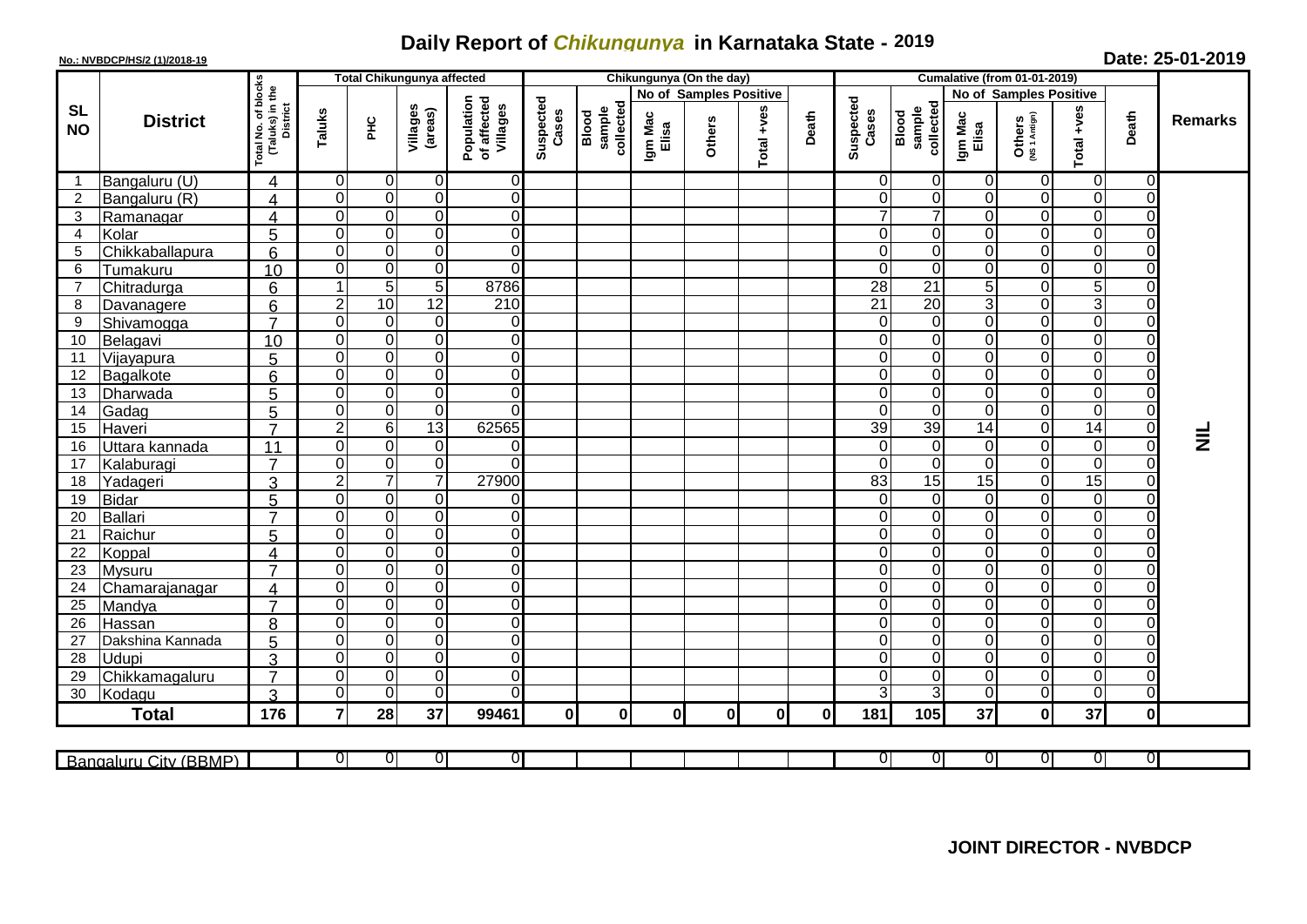# Daily Report of *Chikungunya* in Karnataka State - 2019

**No.: NVBDCP/HS/2 (1)/2018-19**

**Date: 25-01-2019**

| SL NO | District | Total No. of blocks (Taluks) in the District | Total Chikungunya affected | | | | Chikungunya (On the day) | | | | | | | Cumalative (from 01-01-2019) | | | | | | | Remarks |
|---|---|---|---|---|---|---|---|---|---|---|---|---|---|---|---|---|---|---|---|---|---|
| | | | Taluks | PHC | Villages (areas) | Population of affected Villages | Suspected Cases | Blood sample collected | No of Samples Positive | | | Death | Suspected Cases | Blood sample collected | No of Samples Positive | | | Death | |
| | | | | | | | | | Igm Mac Elisa | Others | Total +ves | | | | Igm Mac Elisa | Others (NS 1 Antign) | Total +ves | | |
| 1 | Bangaluru (U) | 4 | 0 | 0 | 0 | 0 | | | | | | | 0 | 0 | 0 | 0 | 0 | 0 | NIL |
| 2 | Bangaluru (R) | 4 | 0 | 0 | 0 | 0 | | | | | | | 0 | 0 | 0 | 0 | 0 | 0 | |
| 3 | Ramanagar | 4 | 0 | 0 | 0 | 0 | | | | | | | 7 | 7 | 0 | 0 | 0 | 0 | |
| 4 | Kolar | 5 | 0 | 0 | 0 | 0 | | | | | | | 0 | 0 | 0 | 0 | 0 | 0 | |
| 5 | Chikkaballapura | 6 | 0 | 0 | 0 | 0 | | | | | | | 0 | 0 | 0 | 0 | 0 | 0 | |
| 6 | Tumakuru | 10 | 0 | 0 | 0 | 0 | | | | | | | 0 | 0 | 0 | 0 | 0 | 0 | |
| 7 | Chitradurga | 6 | 1 | 5 | 5 | 8786 | | | | | | | 28 | 21 | 5 | 0 | 5 | 0 | |
| 8 | Davanagere | 6 | 2 | 10 | 12 | 210 | | | | | | | 21 | 20 | 3 | 0 | 3 | 0 | |
| 9 | Shivamogga | 7 | 0 | 0 | 0 | 0 | | | | | | | 0 | 0 | 0 | 0 | 0 | 0 | |
| 10 | Belagavi | 10 | 0 | 0 | 0 | 0 | | | | | | | 0 | 0 | 0 | 0 | 0 | 0 | |
| 11 | Vijayapura | 5 | 0 | 0 | 0 | 0 | | | | | | | 0 | 0 | 0 | 0 | 0 | 0 | |
| 12 | Bagalkote | 6 | 0 | 0 | 0 | 0 | | | | | | | 0 | 0 | 0 | 0 | 0 | 0 | |
| 13 | Dharwada | 5 | 0 | 0 | 0 | 0 | | | | | | | 0 | 0 | 0 | 0 | 0 | 0 | |
| 14 | Gadag | 5 | 0 | 0 | 0 | 0 | | | | | | | 0 | 0 | 0 | 0 | 0 | 0 | |
| 15 | Haveri | 7 | 2 | 6 | 13 | 62565 | | | | | | | 39 | 39 | 14 | 0 | 14 | 0 | |
| 16 | Uttara kannada | 11 | 0 | 0 | 0 | 0 | | | | | | | 0 | 0 | 0 | 0 | 0 | 0 | |
| 17 | Kalaburagi | 7 | 0 | 0 | 0 | 0 | | | | | | | 0 | 0 | 0 | 0 | 0 | 0 | |
| 18 | Yadageri | 3 | 2 | 7 | 7 | 27900 | | | | | | | 83 | 15 | 15 | 0 | 15 | 0 | |
| 19 | Bidar | 5 | 0 | 0 | 0 | 0 | | | | | | | 0 | 0 | 0 | 0 | 0 | 0 | |
| 20 | Ballari | 7 | 0 | 0 | 0 | 0 | | | | | | | 0 | 0 | 0 | 0 | 0 | 0 | |
| 21 | Raichur | 5 | 0 | 0 | 0 | 0 | | | | | | | 0 | 0 | 0 | 0 | 0 | 0 | |
| 22 | Koppal | 4 | 0 | 0 | 0 | 0 | | | | | | | 0 | 0 | 0 | 0 | 0 | 0 | |
| 23 | Mysuru | 7 | 0 | 0 | 0 | 0 | | | | | | | 0 | 0 | 0 | 0 | 0 | 0 | |
| 24 | Chamarajanagar | 4 | 0 | 0 | 0 | 0 | | | | | | | 0 | 0 | 0 | 0 | 0 | 0 | |
| 25 | Mandya | 7 | 0 | 0 | 0 | 0 | | | | | | | 0 | 0 | 0 | 0 | 0 | 0 | |
| 26 | Hassan | 8 | 0 | 0 | 0 | 0 | | | | | | | 0 | 0 | 0 | 0 | 0 | 0 | |
| 27 | Dakshina Kannada | 5 | 0 | 0 | 0 | 0 | | | | | | | 0 | 0 | 0 | 0 | 0 | 0 | |
| 28 | Udupi | 3 | 0 | 0 | 0 | 0 | | | | | | | 0 | 0 | 0 | 0 | 0 | 0 | |
| 29 | Chikkamagaluru | 7 | 0 | 0 | 0 | 0 | | | | | | | 0 | 0 | 0 | 0 | 0 | 0 | |
| 30 | Kodagu | 3 | 0 | 0 | 0 | 0 | | | | | | | 3 | 3 | 0 | 0 | 0 | 0 | |
| | **Total** | **176** | **7** | **28** | **37** | **99461** | **0** | **0** | **0** | **0** | **0** | **0** | **181** | **105** | **37** | **0** | **37** | **0** | |

| | | | | | | | | | | | | | | | | | | | |
|---|---|---|---|---|---|---|---|---|---|---|---|---|---|---|---|---|---|---|---|
| Bangaluru City (BBMP) | | 0 | 0 | 0 | 0 | | | | | | | 0 | 0 | 0 | 0 | 0 | 0 | |

**JOINT DIRECTOR - NVBDCP**